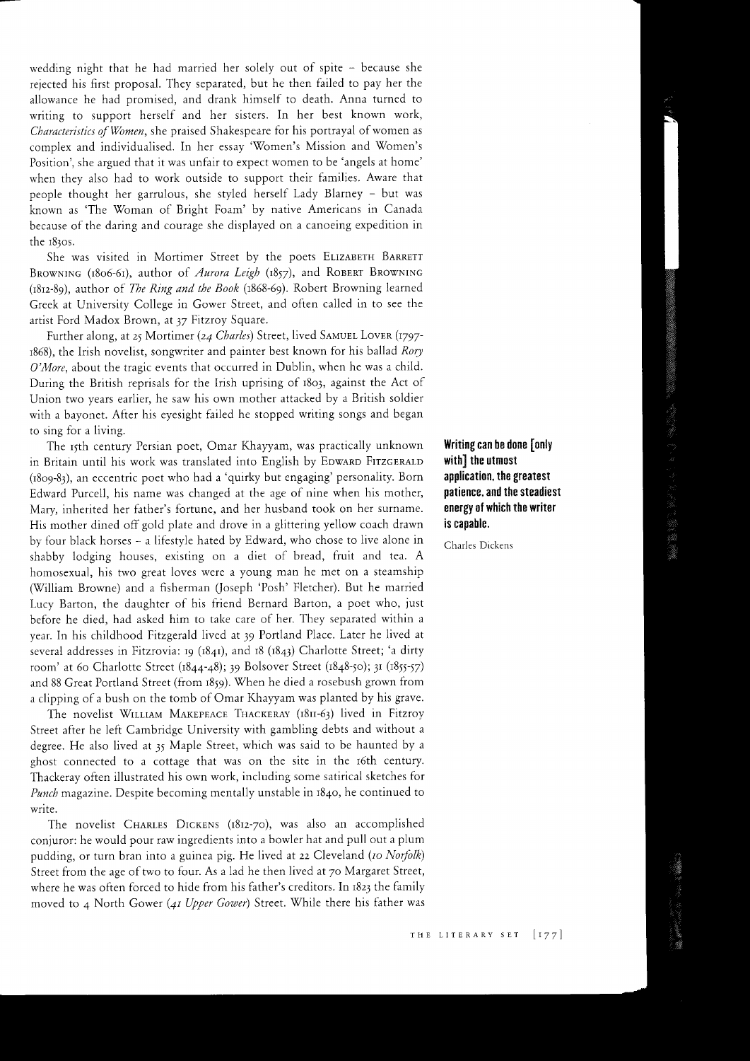wedding night that he had married her solely out of spite – because she rejected his first proposal. They separated, but he then failed to pay her the allowance he had promised, and drank himself to death. Anna turned to writing to support herself and her sisters. In her best known work, *Characteristics of Women*, she praised Shakespeare for his portrayal of women as complex and individualised. In her essay 'Women's Mission and Women's Position', she argued that it was unfair to expect women to be 'angels at home' when they also had to work outside to support their families. Aware that people thought her garrulous, she styled herself Lady Blarney – but was known as 'The Woman of Bright Foam' by native Americans in Canada because of the daring and courage she displayed on a canoeing expedition in the 1830s.

She was visited in Mortimer Street by the poets ELIZABETH BARRETT BROWNING (1806-61), author of *Aurora Leigh* (1857), and ROBERT BROWNING (1812-89), author of *The Ring and the Book* (1868-69). Robert Browning learned Greek at University College in Gower Street, and often called in to see the artist Ford Madox Brown, at 37 Fitzroy Square.

Further along, at 25 Mortimer (*24 Charles*) Street, lived SAMUEL LOVER (1797-1868), the Irish novelist, songwriter and painter best known for his ballad *Rory O'More*, about the tragic events that occurred in Dublin, when he was a child. During the British reprisals for the Irish uprising of 1803, against the Act of Union two years earlier, he saw his own mother attacked by a British soldier with a bayonet. After his eyesight failed he stopped writing songs and began to sing for a living.

The 15th century Persian poet, Omar Khayyam, was practically unknown in Britain until his work was translated into English by EDWARD FITZGERALD (1809-83), an eccentric poet who had a 'quirky but engaging' personality. Born Edward Purcell, his name was changed at the age of nine when his mother, Mary, inherited her father's fortune, and her husband took on her surname. His mother dined off gold plate and drove in a glittering yellow coach drawn by four black horses – a lifestyle hated by Edward, who chose to live alone in shabby lodging houses, existing on a diet of bread, fruit and tea. A homosexual, his two great loves were a young man he met on a steamship (William Browne) and a fisherman (Joseph 'Posh' Fletcher). But he married Lucy Barton, the daughter of his friend Bernard Barton, a poet who, just before he died, had asked him to take care of her. They separated within a year. In his childhood Fitzgerald lived at 39 Portland Place. Later he lived at several addresses in Fitzrovia: 19 (1841), and 18 (1843) Charlotte Street; 'a dirty room' at 60 Charlotte Street (1844-48); 39 Bolsover Street (1848-50); 31 (1855-57) and 88 Great Portland Street (from 1859). When he died a rosebush grown from a clipping of a bush on the tomb of Omar Khayyam was planted by his grave.

> **Writing can be done [only with] the utmost application, the greatest patience, and the steadiest energy of which the writer is capable.**
>
> Charles Dickens

The novelist WILLIAM MAKEPEACE THACKERAY (1811-63) lived in Fitzroy Street after he left Cambridge University with gambling debts and without a degree. He also lived at 35 Maple Street, which was said to be haunted by a ghost connected to a cottage that was on the site in the 16th century. Thackeray often illustrated his own work, including some satirical sketches for *Punch* magazine. Despite becoming mentally unstable in 1840, he continued to write.

The novelist CHARLES DICKENS (1812-70), was also an accomplished conjuror: he would pour raw ingredients into a bowler hat and pull out a plum pudding, or turn bran into a guinea pig. He lived at 22 Cleveland (*10 Norfolk*) Street from the age of two to four. As a lad he then lived at 70 Margaret Street, where he was often forced to hide from his father's creditors. In 1823 the family moved to 4 North Gower (*41 Upper Gower*) Street. While there his father was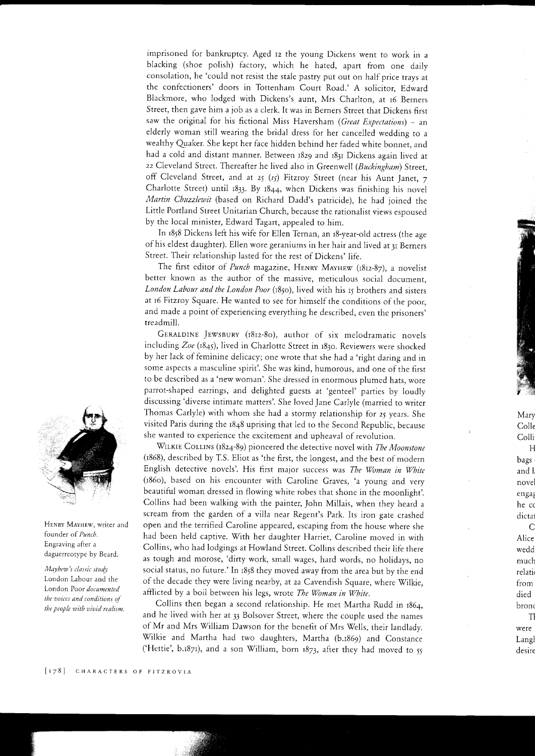imprisoned for bankruptcy. Aged 12 the young Dickens went to work in a blacking (shoe polish) factory, which he hated, apart from one daily consolation, he 'could not resist the stale pastry put out on half price trays at the confectioners' doors in Tottenham Court Road.' A solicitor, Edward Blackmore, who lodged with Dickens's aunt, Mrs Charlton, at 16 Berners Street, then gave him a job as a clerk. It was in Berners Street that Dickens first saw the original for his fictional Miss Haversham (*Great Expectations*) – an elderly woman still wearing the bridal dress for her cancelled wedding to a wealthy Quaker. She kept her face hidden behind her faded white bonnet, and had a cold and distant manner. Between 1829 and 1831 Dickens again lived at 22 Cleveland Street. Thereafter he lived also in Greenwell (*Buckingham*) Street, off Cleveland Street, and at 25 (*15*) Fitzroy Street (near his Aunt Janet, 7 Charlotte Street) until 1833. By 1844, when Dickens was finishing his novel *Martin Chuzzlewit* (based on Richard Dadd's patricide), he had joined the Little Portland Street Unitarian Church, because the rationalist views espoused by the local minister, Edward Tagart, appealed to him.

In 1858 Dickens left his wife for Ellen Ternan, an 18-year-old actress (the age of his eldest daughter). Ellen wore geraniums in her hair and lived at 31 Berners Street. Their relationship lasted for the rest of Dickens' life.

The first editor of *Punch* magazine, HENRY MAYHEW (1812-87), a novelist better known as the author of the massive, meticulous social document, *London Labour and the London Poor* (1850), lived with his 15 brothers and sisters at 16 Fitzroy Square. He wanted to see for himself the conditions of the poor, and made a point of experiencing everything he described, even the prisoners' treadmill.

GERALDINE JEWSBURY (1812-80), author of six melodramatic novels including *Zoe* (1845), lived in Charlotte Street in 1830. Reviewers were shocked by her lack of feminine delicacy; one wrote that she had a 'right daring and in some aspects a masculine spirit'. She was kind, humorous, and one of the first to be described as a 'new woman'. She dressed in enormous plumed hats, wore parrot-shaped earrings, and delighted guests at 'genteel' parties by loudly discussing 'diverse intimate matters'. She loved Jane Carlyle (married to writer Thomas Carlyle) with whom she had a stormy relationship for 25 years. She visited Paris during the 1848 uprising that led to the Second Republic, because she wanted to experience the excitement and upheaval of revolution.

HENRY MAYHEW, writer and founder of *Punch*. Engraving after a daguerreotype by Beard.

*Mayhew's classic study* London Labour and the London Poor *documented the voices and conditions of the people with vivid realism.*

WILKIE COLLINS (1824-89) pioneered the detective novel with *The Moonstone* (1868), described by T.S. Eliot as 'the first, the longest, and the best of modern English detective novels'. His first major success was *The Woman in White* (1860), based on his encounter with Caroline Graves, 'a young and very beautiful woman dressed in flowing white robes that shone in the moonlight'. Collins had been walking with the painter, John Millais, when they heard a scream from the garden of a villa near Regent's Park. Its iron gate crashed open and the terrified Caroline appeared, escaping from the house where she had been held captive. With her daughter Harriet, Caroline moved in with Collins, who had lodgings at Howland Street. Collins described their life there as tough and morose, 'dirty work, small wages, hard words, no holidays, no social status, no future.' In 1858 they moved away from the area but by the end of the decade they were living nearby, at 2a Cavendish Square, where Wilkie, afflicted by a boil between his legs, wrote *The Woman in White*.

Collins then began a second relationship. He met Martha Rudd in 1864, and he lived with her at 33 Bolsover Street, where the couple used the names of Mr and Mrs William Dawson for the benefit of Mrs Wells, their landlady. Wilkie and Martha had two daughters, Martha (b.1869) and Constance ('Hettie', b.1871), and a son William, born 1873, after they had moved to 55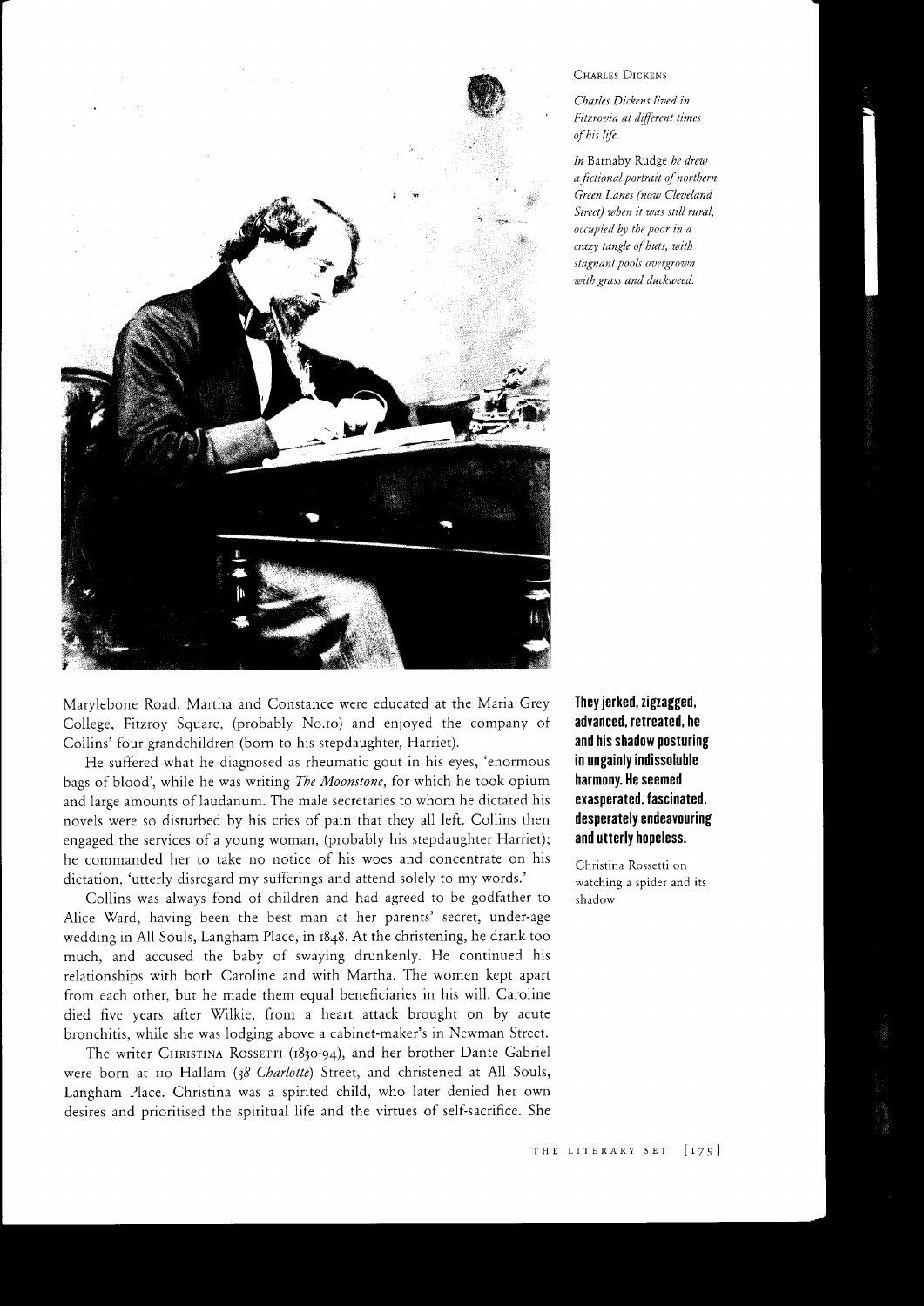CHARLES DICKENS

*Charles Dickens lived in Fitzrovia at different times of his life.*

*In* Barnaby Rudge *he drew a fictional portrait of northern Green Lanes (now Cleveland Street) when it was still rural, occupied by the poor in a crazy tangle of huts, with stagnant pools overgrown with grass and duckweed.*

Marylebone Road. Martha and Constance were educated at the Maria Grey College, Fitzroy Square, (probably No.10) and enjoyed the company of Collins' four grandchildren (born to his stepdaughter, Harriet).

He suffered what he diagnosed as rheumatic gout in his eyes, 'enormous bags of blood', while he was writing *The Moonstone*, for which he took opium and large amounts of laudanum. The male secretaries to whom he dictated his novels were so disturbed by his cries of pain that they all left. Collins then engaged the services of a young woman, (probably his stepdaughter Harriet); he commanded her to take no notice of his woes and concentrate on his dictation, 'utterly disregard my sufferings and attend solely to my words.'

Collins was always fond of children and had agreed to be godfather to Alice Ward, having been the best man at her parents' secret, under-age wedding in All Souls, Langham Place, in 1848. At the christening, he drank too much, and accused the baby of swaying drunkenly. He continued his relationships with both Caroline and with Martha. The women kept apart from each other, but he made them equal beneficiaries in his will. Caroline died five years after Wilkie, from a heart attack brought on by acute bronchitis, while she was lodging above a cabinet-maker's in Newman Street.

The writer CHRISTINA ROSSETTI (1830-94), and her brother Dante Gabriel were born at 110 Hallam (*38 Charlotte*) Street, and christened at All Souls, Langham Place. Christina was a spirited child, who later denied her own desires and prioritised the spiritual life and the virtues of self-sacrifice. She

**They jerked, zigzagged, advanced, retreated, he and his shadow posturing in ungainly indissoluble harmony. He seemed exasperated, fascinated, desperately endeavouring and utterly hopeless.**

Christina Rossetti on watching a spider and its shadow